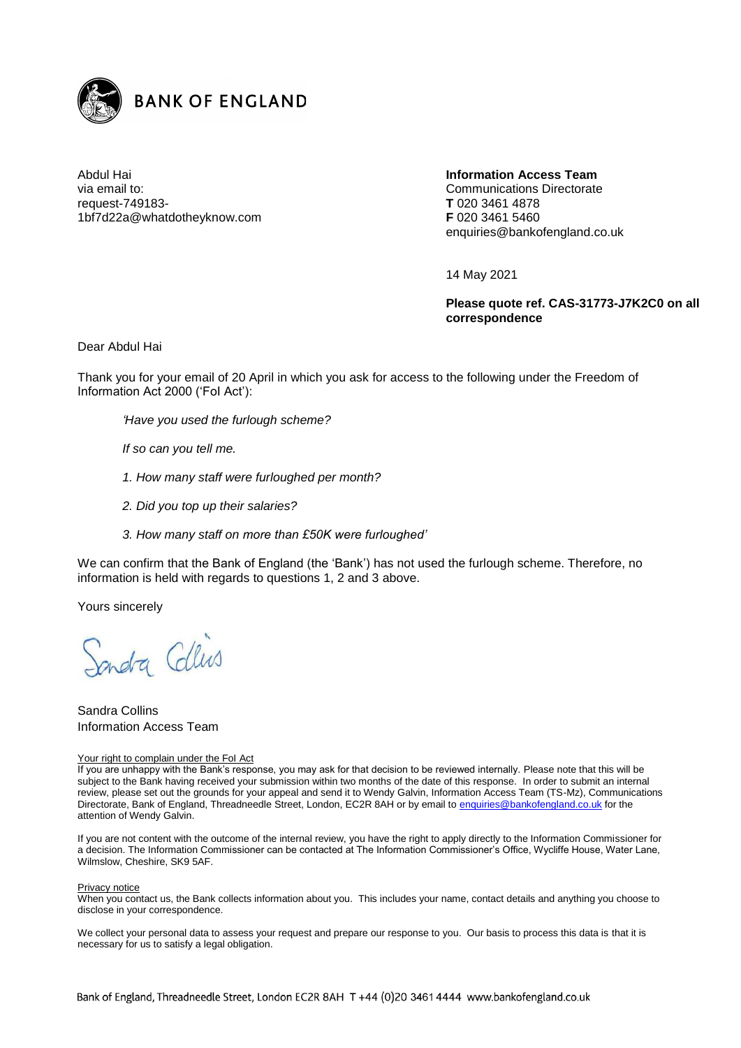**BANK OF ENGLAND**

Abdul Hai
via email to:
request-749183-1bf7d22a@whatdotheyknow.com

**Information Access Team**
Communications Directorate
**T** 020 3461 4878
**F** 020 3461 5460
enquiries@bankofengland.co.uk

14 May 2021

**Please quote ref. CAS-31773-J7K2C0 on all correspondence**

Dear Abdul Hai

Thank you for your email of 20 April in which you ask for access to the following under the Freedom of Information Act 2000 ('FoI Act'):

> *'Have you used the furlough scheme?*
>
> *If so can you tell me.*
>
> *1. How many staff were furloughed per month?*
>
> *2. Did you top up their salaries?*
>
> *3. How many staff on more than £50K were furloughed'*

We can confirm that the Bank of England (the 'Bank') has not used the furlough scheme. Therefore, no information is held with regards to questions 1, 2 and 3 above.

Yours sincerely

Sandra Collins

Sandra Collins
Information Access Team

Your right to complain under the FoI Act

If you are unhappy with the Bank's response, you may ask for that decision to be reviewed internally. Please note that this will be subject to the Bank having received your submission within two months of the date of this response. In order to submit an internal review, please set out the grounds for your appeal and send it to Wendy Galvin, Information Access Team (TS-Mz), Communications Directorate, Bank of England, Threadneedle Street, London, EC2R 8AH or by email to enquiries@bankofengland.co.uk for the attention of Wendy Galvin.

If you are not content with the outcome of the internal review, you have the right to apply directly to the Information Commissioner for a decision. The Information Commissioner can be contacted at The Information Commissioner's Office, Wycliffe House, Water Lane, Wilmslow, Cheshire, SK9 5AF.

Privacy notice

When you contact us, the Bank collects information about you. This includes your name, contact details and anything you choose to disclose in your correspondence.

We collect your personal data to assess your request and prepare our response to you. Our basis to process this data is that it is necessary for us to satisfy a legal obligation.

Bank of England, Threadneedle Street, London EC2R 8AH T +44 (0)20 3461 4444 www.bankofengland.co.uk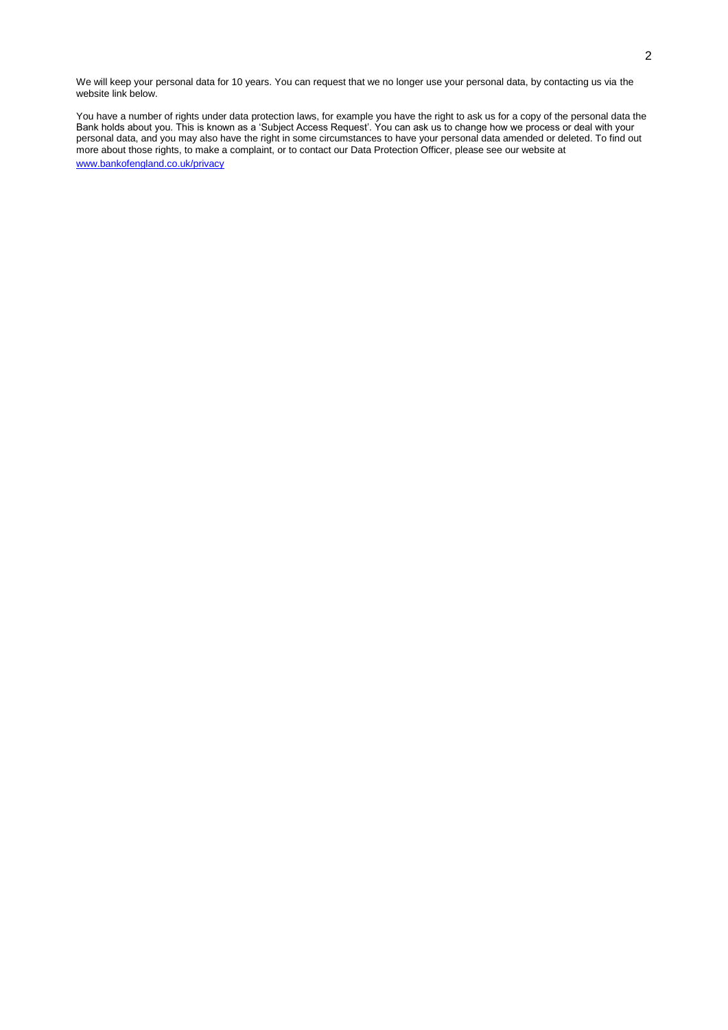We will keep your personal data for 10 years. You can request that we no longer use your personal data, by contacting us via the website link below.

You have a number of rights under data protection laws, for example you have the right to ask us for a copy of the personal data the Bank holds about you. This is known as a 'Subject Access Request'. You can ask us to change how we process or deal with your personal data, and you may also have the right in some circumstances to have your personal data amended or deleted. To find out more about those rights, to make a complaint, or to contact our Data Protection Officer, please see our website at [www.bankofengland.co.uk/privacy](http://www.bankofengland.co.uk/privacy)